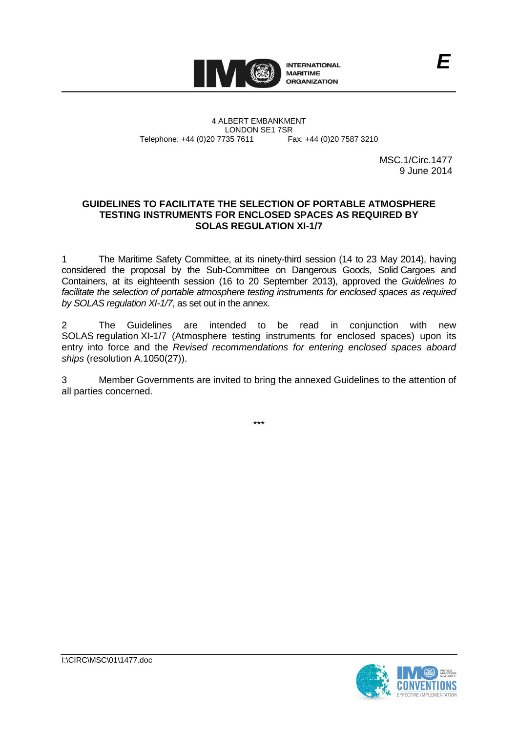E

4 ALBERT EMBANKMENT
LONDON SE1 7SR
Telephone: +44 (0)20 7735 7611 Fax: +44 (0)20 7587 3210

MSC.1/Circ.1477
9 June 2014

**GUIDELINES TO FACILITATE THE SELECTION OF PORTABLE ATMOSPHERE TESTING INSTRUMENTS FOR ENCLOSED SPACES AS REQUIRED BY SOLAS REGULATION XI-1/7**

1 The Maritime Safety Committee, at its ninety-third session (14 to 23 May 2014), having considered the proposal by the Sub-Committee on Dangerous Goods, Solid Cargoes and Containers, at its eighteenth session (16 to 20 September 2013), approved the *Guidelines to facilitate the selection of portable atmosphere testing instruments for enclosed spaces as required by SOLAS regulation XI-1/7*, as set out in the annex.

2 The Guidelines are intended to be read in conjunction with new SOLAS regulation XI-1/7 (Atmosphere testing instruments for enclosed spaces) upon its entry into force and the *Revised recommendations for entering enclosed spaces aboard ships* (resolution A.1050(27)).

3 Member Governments are invited to bring the annexed Guidelines to the attention of all parties concerned.

\*\*\*

I:\CIRC\MSC\01\1477.doc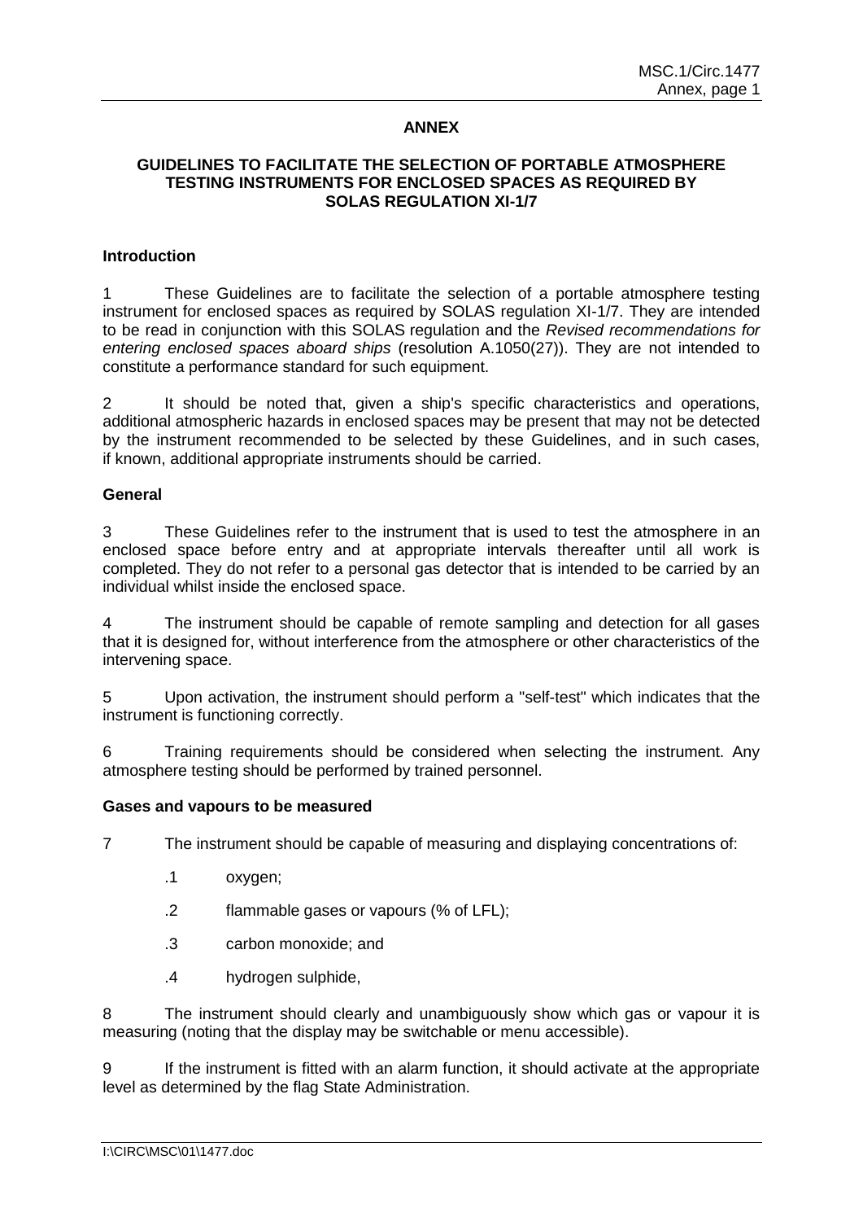## ANNEX

### GUIDELINES TO FACILITATE THE SELECTION OF PORTABLE ATMOSPHERE TESTING INSTRUMENTS FOR ENCLOSED SPACES AS REQUIRED BY SOLAS REGULATION XI-1/7

#### Introduction

1 These Guidelines are to facilitate the selection of a portable atmosphere testing instrument for enclosed spaces as required by SOLAS regulation XI-1/7. They are intended to be read in conjunction with this SOLAS regulation and the *Revised recommendations for entering enclosed spaces aboard ships* (resolution A.1050(27)). They are not intended to constitute a performance standard for such equipment.

2 It should be noted that, given a ship's specific characteristics and operations, additional atmospheric hazards in enclosed spaces may be present that may not be detected by the instrument recommended to be selected by these Guidelines, and in such cases, if known, additional appropriate instruments should be carried.

#### General

3 These Guidelines refer to the instrument that is used to test the atmosphere in an enclosed space before entry and at appropriate intervals thereafter until all work is completed. They do not refer to a personal gas detector that is intended to be carried by an individual whilst inside the enclosed space.

4 The instrument should be capable of remote sampling and detection for all gases that it is designed for, without interference from the atmosphere or other characteristics of the intervening space.

5 Upon activation, the instrument should perform a "self-test" which indicates that the instrument is functioning correctly.

6 Training requirements should be considered when selecting the instrument. Any atmosphere testing should be performed by trained personnel.

#### Gases and vapours to be measured

7 The instrument should be capable of measuring and displaying concentrations of:

- .1 oxygen;
- .2 flammable gases or vapours (% of LFL);
- .3 carbon monoxide; and
- .4 hydrogen sulphide,

8 The instrument should clearly and unambiguously show which gas or vapour it is measuring (noting that the display may be switchable or menu accessible).

9 If the instrument is fitted with an alarm function, it should activate at the appropriate level as determined by the flag State Administration.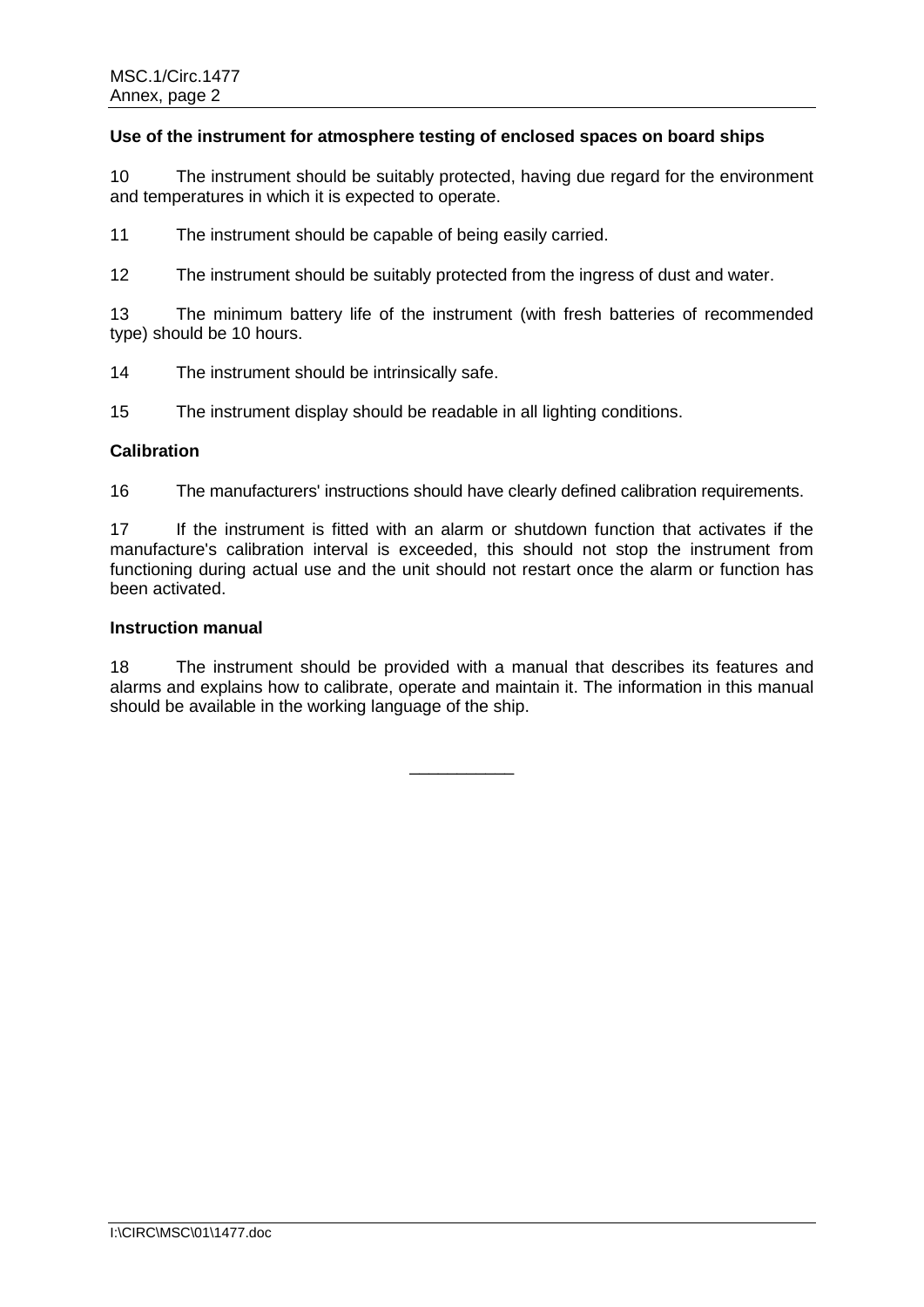### Use of the instrument for atmosphere testing of enclosed spaces on board ships

10 The instrument should be suitably protected, having due regard for the environment and temperatures in which it is expected to operate.

11 The instrument should be capable of being easily carried.

12 The instrument should be suitably protected from the ingress of dust and water.

13 The minimum battery life of the instrument (with fresh batteries of recommended type) should be 10 hours.

14 The instrument should be intrinsically safe.

15 The instrument display should be readable in all lighting conditions.

### Calibration

16 The manufacturers' instructions should have clearly defined calibration requirements.

17 If the instrument is fitted with an alarm or shutdown function that activates if the manufacture's calibration interval is exceeded, this should not stop the instrument from functioning during actual use and the unit should not restart once the alarm or function has been activated.

### Instruction manual

18 The instrument should be provided with a manual that describes its features and alarms and explains how to calibrate, operate and maintain it. The information in this manual should be available in the working language of the ship.

___________